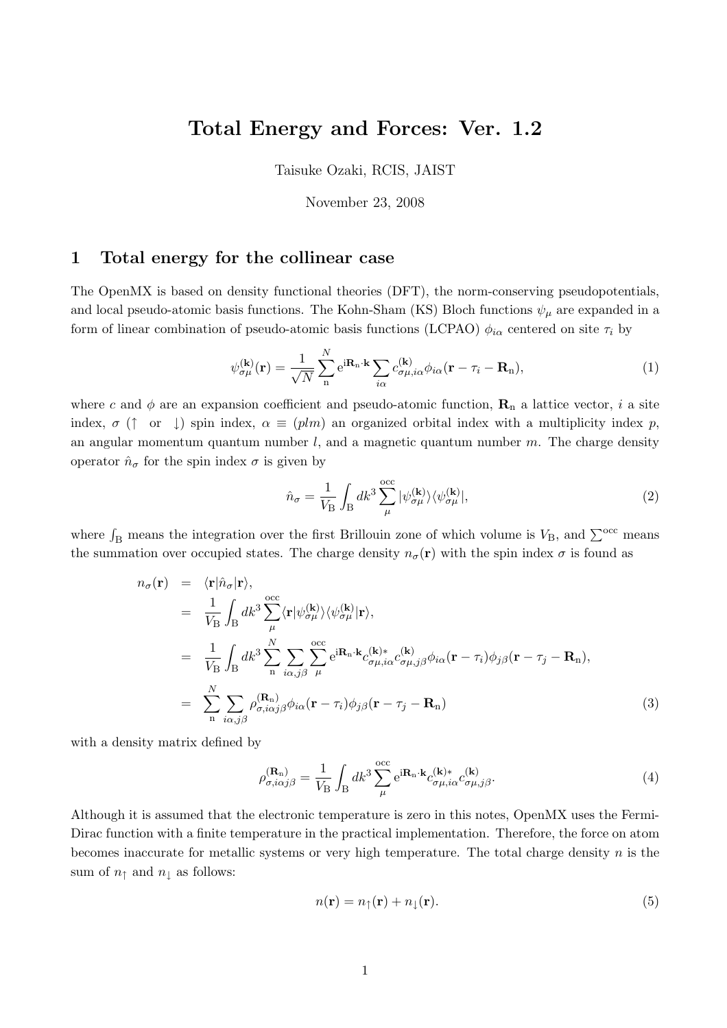# Total Energy and Forces: Ver. 1.2

Taisuke Ozaki, RCIS, JAIST

November 23, 2008

## 1 Total energy for the collinear case

The OpenMX is based on density functional theories (DFT), the norm-conserving pseudopotentials, and local pseudo-atomic basis functions. The Kohn-Sham (KS) Bloch functions $\psi_\mu$ are expanded in a form of linear combination of pseudo-atomic basis functions (LCPAO) $\phi_{i\alpha}$ centered on site $\tau_i$ by

$$\psi^{(\mathbf{k})}_{\sigma\mu}(\mathbf{r}) = \frac{1}{\sqrt{N}} \sum_{\mathrm{n}}^{N} \mathrm{e}^{\mathrm{i}\mathbf{R}_{\mathrm{n}}\cdot\mathbf{k}} \sum_{i\alpha} c^{(\mathbf{k})}_{\sigma\mu,i\alpha} \phi_{i\alpha}(\mathbf{r} - \tau_i - \mathbf{R}_{\mathrm{n}}), \tag{1}$$

where $c$ and $\phi$ are an expansion coefficient and pseudo-atomic function, $\mathbf{R}_{\mathrm{n}}$ a lattice vector, $i$ a site index, $\sigma$ ($\uparrow$ or $\downarrow$) spin index, $\alpha \equiv (plm)$ an organized orbital index with a multiplicity index $p$, an angular momentum quantum number $l$, and a magnetic quantum number $m$. The charge density operator $\hat{n}_\sigma$ for the spin index $\sigma$ is given by

$$\hat{n}_\sigma = \frac{1}{V_{\mathrm{B}}} \int_{\mathrm{B}} dk^3 \sum_{\mu}^{\mathrm{occ}} |\psi^{(\mathbf{k})}_{\sigma\mu}\rangle\langle\psi^{(\mathbf{k})}_{\sigma\mu}|, \tag{2}$$

where $\int_{\mathrm{B}}$ means the integration over the first Brillouin zone of which volume is $V_{\mathrm{B}}$, and $\sum^{\mathrm{occ}}$ means the summation over occupied states. The charge density $n_\sigma(\mathbf{r})$ with the spin index $\sigma$ is found as

$$\begin{aligned}
n_\sigma(\mathbf{r}) &= \langle \mathbf{r}|\hat{n}_\sigma|\mathbf{r}\rangle, \\
&= \frac{1}{V_{\mathrm{B}}} \int_{\mathrm{B}} dk^3 \sum_{\mu}^{\mathrm{occ}} \langle \mathbf{r}|\psi^{(\mathbf{k})}_{\sigma\mu}\rangle\langle\psi^{(\mathbf{k})}_{\sigma\mu}|\mathbf{r}\rangle, \\
&= \frac{1}{V_{\mathrm{B}}} \int_{\mathrm{B}} dk^3 \sum_{\mathrm{n}}^{N} \sum_{i\alpha,j\beta} \sum_{\mu}^{\mathrm{occ}} \mathrm{e}^{\mathrm{i}\mathbf{R}_{\mathrm{n}}\cdot\mathbf{k}} c^{(\mathbf{k})*}_{\sigma\mu,i\alpha} c^{(\mathbf{k})}_{\sigma\mu,j\beta} \phi_{i\alpha}(\mathbf{r}-\tau_i)\phi_{j\beta}(\mathbf{r}-\tau_j-\mathbf{R}_{\mathrm{n}}), \\
&= \sum_{\mathrm{n}}^{N} \sum_{i\alpha,j\beta} \rho^{(\mathbf{R}_{\mathrm{n}})}_{\sigma,i\alpha j\beta} \phi_{i\alpha}(\mathbf{r}-\tau_i)\phi_{j\beta}(\mathbf{r}-\tau_j-\mathbf{R}_{\mathrm{n}})
\end{aligned} \tag{3}$$

with a density matrix defined by

$$\rho^{(\mathbf{R}_{\mathrm{n}})}_{\sigma,i\alpha j\beta} = \frac{1}{V_{\mathrm{B}}} \int_{\mathrm{B}} dk^3 \sum_{\mu}^{\mathrm{occ}} \mathrm{e}^{\mathrm{i}\mathbf{R}_{\mathrm{n}}\cdot\mathbf{k}} c^{(\mathbf{k})*}_{\sigma\mu,i\alpha} c^{(\mathbf{k})}_{\sigma\mu,j\beta}. \tag{4}$$

Although it is assumed that the electronic temperature is zero in this notes, OpenMX uses the Fermi-Dirac function with a finite temperature in the practical implementation. Therefore, the force on atom becomes inaccurate for metallic systems or very high temperature. The total charge density $n$ is the sum of $n_\uparrow$ and $n_\downarrow$ as follows:

$$n(\mathbf{r}) = n_\uparrow(\mathbf{r}) + n_\downarrow(\mathbf{r}). \tag{5}$$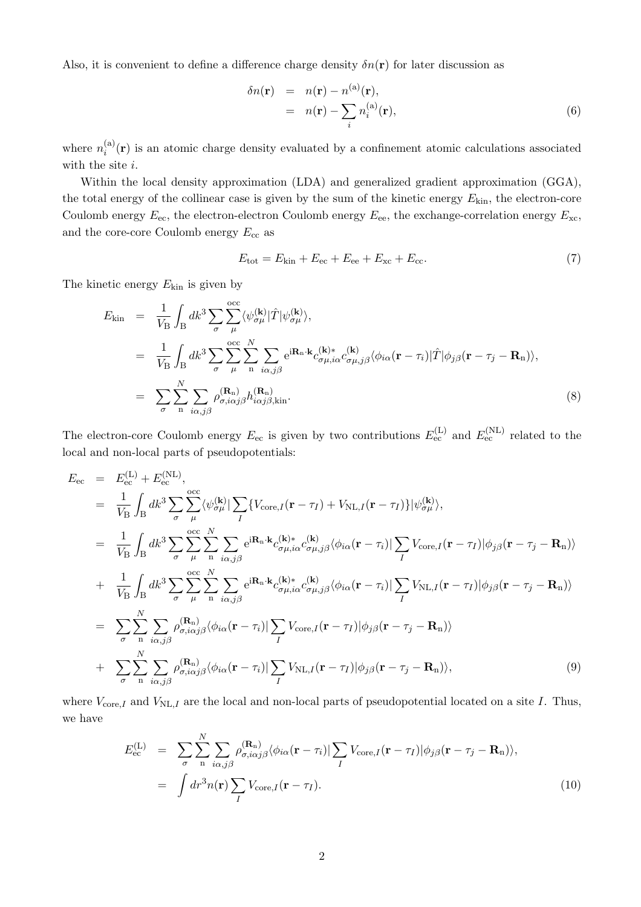Also, it is convenient to define a difference charge density $\delta n(\mathbf{r})$ for later discussion as

$$
\begin{aligned}
\delta n(\mathbf{r}) &= n(\mathbf{r}) - n^{(\mathrm{a})}(\mathbf{r}), \\
&= n(\mathbf{r}) - \sum_i n_i^{(\mathrm{a})}(\mathbf{r}),
\end{aligned} \tag{6}
$$

where $n_i^{(\mathrm{a})}(\mathbf{r})$ is an atomic charge density evaluated by a confinement atomic calculations associated with the site $i$.

Within the local density approximation (LDA) and generalized gradient approximation (GGA), the total energy of the collinear case is given by the sum of the kinetic energy $E_{\mathrm{kin}}$, the electron-core Coulomb energy $E_{\mathrm{ec}}$, the electron-electron Coulomb energy $E_{\mathrm{ee}}$, the exchange-correlation energy $E_{\mathrm{xc}}$, and the core-core Coulomb energy $E_{\mathrm{cc}}$ as

$$
E_{\mathrm{tot}} = E_{\mathrm{kin}} + E_{\mathrm{ec}} + E_{\mathrm{ee}} + E_{\mathrm{xc}} + E_{\mathrm{cc}}. \tag{7}
$$

The kinetic energy $E_{\mathrm{kin}}$ is given by

$$
\begin{aligned}
E_{\mathrm{kin}} &= \frac{1}{V_{\mathrm{B}}} \int_{\mathrm{B}} dk^3 \sum_{\sigma} \sum_{\mu}^{\mathrm{occ}} \langle \psi_{\sigma\mu}^{(\mathbf{k})} | \hat{T} | \psi_{\sigma\mu}^{(\mathbf{k})} \rangle, \\
&= \frac{1}{V_{\mathrm{B}}} \int_{\mathrm{B}} dk^3 \sum_{\sigma} \sum_{\mu}^{\mathrm{occ}} \sum_{\mathrm{n}}^{N} \sum_{i\alpha, j\beta} \mathrm{e}^{\mathrm{i}\mathbf{R}_{\mathrm{n}} \cdot \mathbf{k}} c_{\sigma\mu, i\alpha}^{(\mathbf{k})*} c_{\sigma\mu, j\beta}^{(\mathbf{k})} \langle \phi_{i\alpha}(\mathbf{r} - \tau_i) | \hat{T} | \phi_{j\beta}(\mathbf{r} - \tau_j - \mathbf{R}_{\mathrm{n}}) \rangle, \\
&= \sum_{\sigma} \sum_{\mathrm{n}}^{N} \sum_{i\alpha, j\beta} \rho_{\sigma, i\alpha j\beta}^{(\mathbf{R}_{\mathrm{n}})} h_{i\alpha j\beta, \mathrm{kin}}^{(\mathbf{R}_{\mathrm{n}})}.
\end{aligned} \tag{8}
$$

The electron-core Coulomb energy $E_{\mathrm{ec}}$ is given by two contributions $E_{\mathrm{ec}}^{(\mathrm{L})}$ and $E_{\mathrm{ec}}^{(\mathrm{NL})}$ related to the local and non-local parts of pseudopotentials:

$$
\begin{aligned}
E_{\mathrm{ec}} &= E_{\mathrm{ec}}^{(\mathrm{L})} + E_{\mathrm{ec}}^{(\mathrm{NL})}, \\
&= \frac{1}{V_{\mathrm{B}}} \int_{\mathrm{B}} dk^3 \sum_{\sigma} \sum_{\mu}^{\mathrm{occ}} \langle \psi_{\sigma\mu}^{(\mathbf{k})} | \sum_I \{ V_{\mathrm{core},I}(\mathbf{r} - \tau_I) + V_{\mathrm{NL},I}(\mathbf{r} - \tau_I) \} | \psi_{\sigma\mu}^{(\mathbf{k})} \rangle, \\
&= \frac{1}{V_{\mathrm{B}}} \int_{\mathrm{B}} dk^3 \sum_{\sigma} \sum_{\mu}^{\mathrm{occ}} \sum_{\mathrm{n}}^{N} \sum_{i\alpha, j\beta} \mathrm{e}^{\mathrm{i}\mathbf{R}_{\mathrm{n}} \cdot \mathbf{k}} c_{\sigma\mu, i\alpha}^{(\mathbf{k})*} c_{\sigma\mu, j\beta}^{(\mathbf{k})} \langle \phi_{i\alpha}(\mathbf{r} - \tau_i) | \sum_I V_{\mathrm{core},I}(\mathbf{r} - \tau_I) | \phi_{j\beta}(\mathbf{r} - \tau_j - \mathbf{R}_{\mathrm{n}}) \rangle \\
&+ \frac{1}{V_{\mathrm{B}}} \int_{\mathrm{B}} dk^3 \sum_{\sigma} \sum_{\mu}^{\mathrm{occ}} \sum_{\mathrm{n}}^{N} \sum_{i\alpha, j\beta} \mathrm{e}^{\mathrm{i}\mathbf{R}_{\mathrm{n}} \cdot \mathbf{k}} c_{\sigma\mu, i\alpha}^{(\mathbf{k})*} c_{\sigma\mu, j\beta}^{(\mathbf{k})} \langle \phi_{i\alpha}(\mathbf{r} - \tau_i) | \sum_I V_{\mathrm{NL},I}(\mathbf{r} - \tau_I) | \phi_{j\beta}(\mathbf{r} - \tau_j - \mathbf{R}_{\mathrm{n}}) \rangle \\
&= \sum_{\sigma} \sum_{\mathrm{n}}^{N} \sum_{i\alpha, j\beta} \rho_{\sigma, i\alpha j\beta}^{(\mathbf{R}_{\mathrm{n}})} \langle \phi_{i\alpha}(\mathbf{r} - \tau_i) | \sum_I V_{\mathrm{core},I}(\mathbf{r} - \tau_I) | \phi_{j\beta}(\mathbf{r} - \tau_j - \mathbf{R}_{\mathrm{n}}) \rangle \\
&+ \sum_{\sigma} \sum_{\mathrm{n}}^{N} \sum_{i\alpha, j\beta} \rho_{\sigma, i\alpha j\beta}^{(\mathbf{R}_{\mathrm{n}})} \langle \phi_{i\alpha}(\mathbf{r} - \tau_i) | \sum_I V_{\mathrm{NL},I}(\mathbf{r} - \tau_I) | \phi_{j\beta}(\mathbf{r} - \tau_j - \mathbf{R}_{\mathrm{n}}) \rangle,
\end{aligned} \tag{9}
$$

where $V_{\mathrm{core},I}$ and $V_{\mathrm{NL},I}$ are the local and non-local parts of pseudopotential located on a site $I$. Thus, we have

$$
\begin{aligned}
E_{\mathrm{ec}}^{(\mathrm{L})} &= \sum_{\sigma} \sum_{\mathrm{n}}^{N} \sum_{i\alpha, j\beta} \rho_{\sigma, i\alpha j\beta}^{(\mathbf{R}_{\mathrm{n}})} \langle \phi_{i\alpha}(\mathbf{r} - \tau_i) | \sum_I V_{\mathrm{core},I}(\mathbf{r} - \tau_I) | \phi_{j\beta}(\mathbf{r} - \tau_j - \mathbf{R}_{\mathrm{n}}) \rangle, \\
&= \int dr^3 n(\mathbf{r}) \sum_I V_{\mathrm{core},I}(\mathbf{r} - \tau_I).
\end{aligned} \tag{10}
$$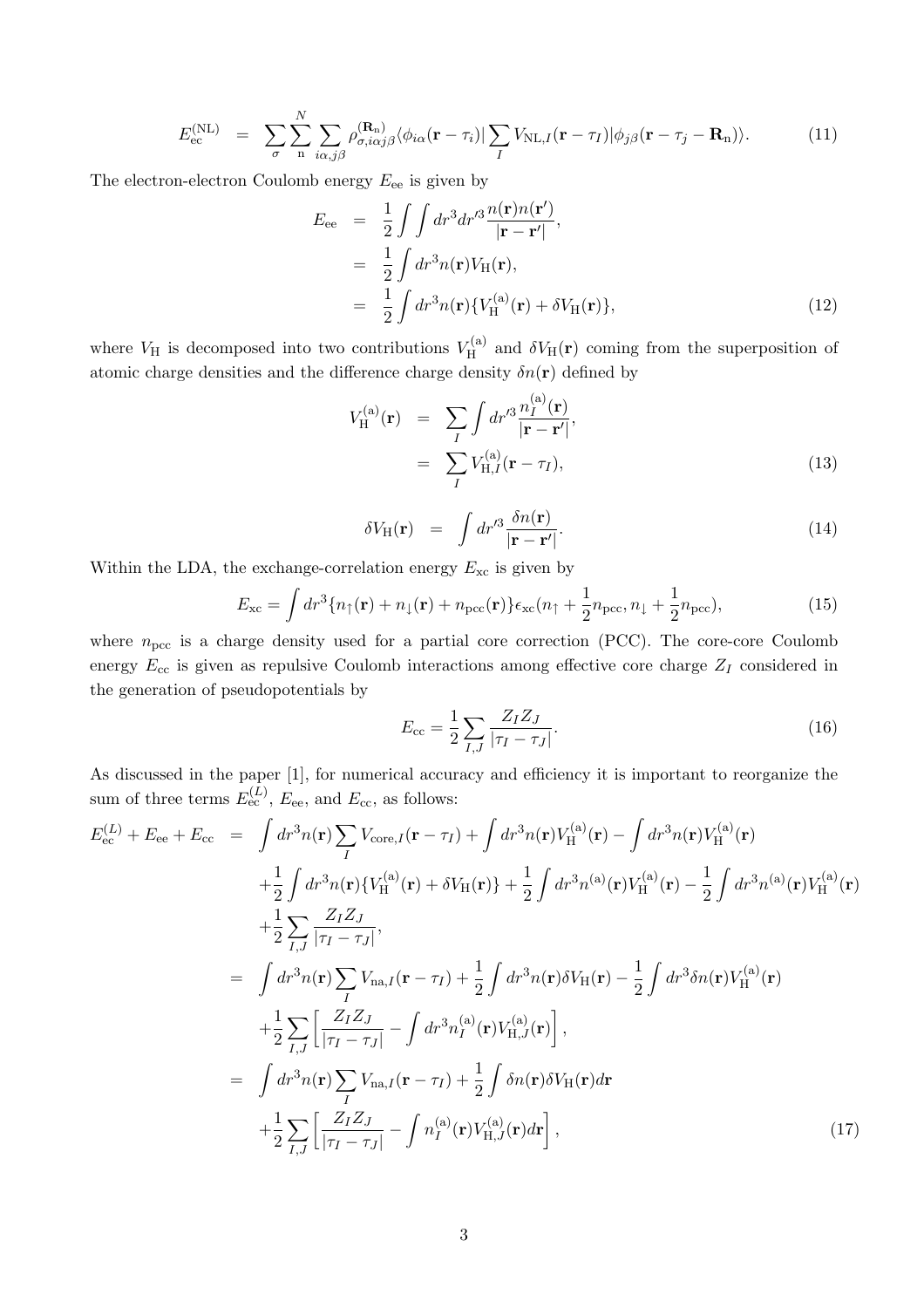$$
E_{\rm ec}^{\rm (NL)} = \sum_{\sigma}\sum_{\rm n}^{N}\sum_{i\alpha,j\beta} \rho_{\sigma,i\alpha j\beta}^{(\mathbf{R}_{\rm n})} \langle \phi_{i\alpha}(\mathbf{r}-\tau_i)| \sum_I V_{{\rm NL},I}(\mathbf{r}-\tau_I) |\phi_{j\beta}(\mathbf{r}-\tau_j-\mathbf{R}_{\rm n})\rangle. \tag{11}
$$

The electron-electron Coulomb energy $E_{\rm ee}$ is given by

$$
\begin{aligned}
E_{\rm ee} &= \frac{1}{2}\int\int dr^3 dr'^3 \frac{n(\mathbf{r})n(\mathbf{r}')}{|\mathbf{r}-\mathbf{r}'|}, \\
&= \frac{1}{2}\int dr^3 n(\mathbf{r}) V_{\rm H}(\mathbf{r}), \\
&= \frac{1}{2}\int dr^3 n(\mathbf{r}) \{V_{\rm H}^{\rm (a)}(\mathbf{r}) + \delta V_{\rm H}(\mathbf{r})\},
\end{aligned} \tag{12}
$$

where $V_{\rm H}$ is decomposed into two contributions $V_{\rm H}^{\rm (a)}$ and $\delta V_{\rm H}(\mathbf{r})$ coming from the superposition of atomic charge densities and the difference charge density $\delta n(\mathbf{r})$ defined by

$$
\begin{aligned}
V_{\rm H}^{\rm (a)}(\mathbf{r}) &= \sum_I \int dr'^3 \frac{n_I^{\rm (a)}(\mathbf{r})}{|\mathbf{r}-\mathbf{r}'|}, \\
&= \sum_I V_{{\rm H},I}^{\rm (a)}(\mathbf{r}-\tau_I),
\end{aligned} \tag{13}
$$

$$
\delta V_{\rm H}(\mathbf{r}) = \int dr'^3 \frac{\delta n(\mathbf{r})}{|\mathbf{r}-\mathbf{r}'|}. \tag{14}
$$

Within the LDA, the exchange-correlation energy $E_{\rm xc}$ is given by

$$
E_{\rm xc} = \int dr^3 \{n_\uparrow(\mathbf{r}) + n_\downarrow(\mathbf{r}) + n_{\rm pcc}(\mathbf{r})\} \epsilon_{\rm xc}(n_\uparrow + \frac{1}{2}n_{\rm pcc}, n_\downarrow + \frac{1}{2}n_{\rm pcc}), \tag{15}
$$

where $n_{\rm pcc}$ is a charge density used for a partial core correction (PCC). The core-core Coulomb energy $E_{\rm cc}$ is given as repulsive Coulomb interactions among effective core charge $Z_I$ considered in the generation of pseudopotentials by

$$
E_{\rm cc} = \frac{1}{2}\sum_{I,J} \frac{Z_I Z_J}{|\tau_I - \tau_J|}. \tag{16}
$$

As discussed in the paper [1], for numerical accuracy and efficiency it is important to reorganize the sum of three terms $E_{\rm ec}^{(L)}$, $E_{\rm ee}$, and $E_{\rm cc}$, as follows:

$$
\begin{aligned}
E_{\rm ec}^{(L)} + E_{\rm ee} + E_{\rm cc} &= \int dr^3 n(\mathbf{r}) \sum_I V_{{\rm core},I}(\mathbf{r}-\tau_I) + \int dr^3 n(\mathbf{r}) V_{\rm H}^{\rm (a)}(\mathbf{r}) - \int dr^3 n(\mathbf{r}) V_{\rm H}^{\rm (a)}(\mathbf{r}) \\
&\quad + \frac{1}{2}\int dr^3 n(\mathbf{r})\{V_{\rm H}^{\rm (a)}(\mathbf{r}) + \delta V_{\rm H}(\mathbf{r})\} + \frac{1}{2}\int dr^3 n^{\rm (a)}(\mathbf{r}) V_{\rm H}^{\rm (a)}(\mathbf{r}) - \frac{1}{2}\int dr^3 n^{\rm (a)}(\mathbf{r}) V_{\rm H}^{\rm (a)}(\mathbf{r}) \\
&\quad + \frac{1}{2}\sum_{I,J} \frac{Z_I Z_J}{|\tau_I - \tau_J|}, \\
&= \int dr^3 n(\mathbf{r}) \sum_I V_{{\rm na},I}(\mathbf{r}-\tau_I) + \frac{1}{2}\int dr^3 n(\mathbf{r}) \delta V_{\rm H}(\mathbf{r}) - \frac{1}{2}\int dr^3 \delta n(\mathbf{r}) V_{\rm H}^{\rm (a)}(\mathbf{r}) \\
&\quad + \frac{1}{2}\sum_{I,J}\left[\frac{Z_I Z_J}{|\tau_I - \tau_J|} - \int dr^3 n_I^{\rm (a)}(\mathbf{r}) V_{{\rm H},J}^{\rm (a)}(\mathbf{r})\right], \\
&= \int dr^3 n(\mathbf{r}) \sum_I V_{{\rm na},I}(\mathbf{r}-\tau_I) + \frac{1}{2}\int \delta n(\mathbf{r}) \delta V_{\rm H}(\mathbf{r}) d\mathbf{r} \\
&\quad + \frac{1}{2}\sum_{I,J}\left[\frac{Z_I Z_J}{|\tau_I - \tau_J|} - \int n_I^{\rm (a)}(\mathbf{r}) V_{{\rm H},J}^{\rm (a)}(\mathbf{r}) d\mathbf{r}\right],
\end{aligned} \tag{17}
$$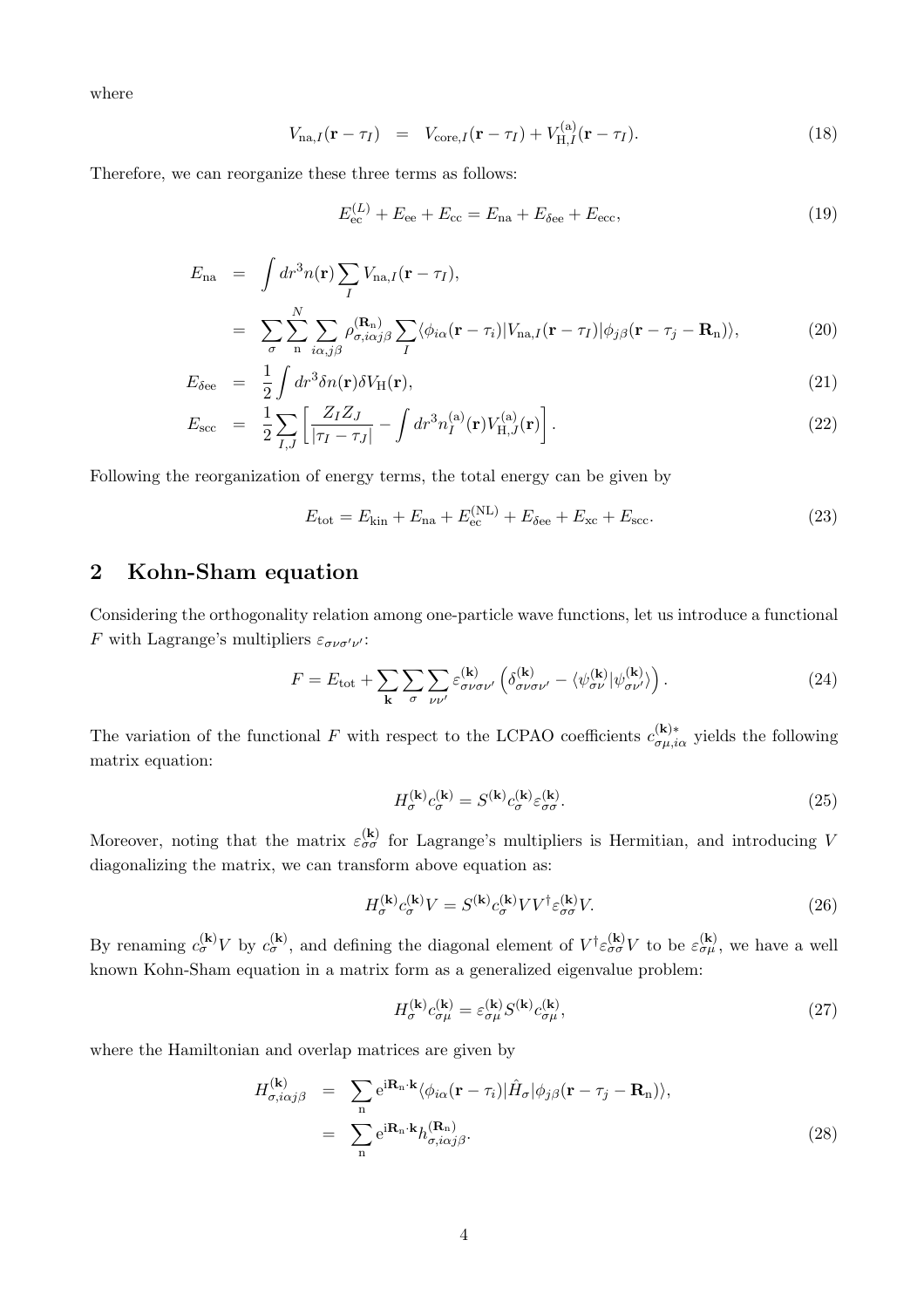where

$$
V_{\mathrm{na},I}(\mathbf{r}-\tau_I) \;=\; V_{\mathrm{core},I}(\mathbf{r}-\tau_I) + V_{\mathrm{H},I}^{(\mathrm{a})}(\mathbf{r}-\tau_I). \tag{18}
$$

Therefore, we can reorganize these three terms as follows:

$$
E_{\mathrm{ec}}^{(L)} + E_{\mathrm{ee}} + E_{\mathrm{cc}} = E_{\mathrm{na}} + E_{\delta\mathrm{ee}} + E_{\mathrm{ecc}}, \tag{19}
$$

$$
\begin{aligned}
E_{\mathrm{na}} &= \int dr^3 n(\mathbf{r}) \sum_I V_{\mathrm{na},I}(\mathbf{r}-\tau_I), \\
&= \sum_\sigma \sum_{\mathrm{n}}^{N} \sum_{i\alpha,j\beta} \rho_{\sigma,i\alpha j\beta}^{(\mathbf{R}_\mathrm{n})} \sum_I \langle \phi_{i\alpha}(\mathbf{r}-\tau_i) | V_{\mathrm{na},I}(\mathbf{r}-\tau_I) | \phi_{j\beta}(\mathbf{r}-\tau_j-\mathbf{R}_\mathrm{n})\rangle, 
\end{aligned} \tag{20}
$$

$$
E_{\delta\mathrm{ee}} = \frac{1}{2}\int dr^3 \delta n(\mathbf{r}) \delta V_{\mathrm{H}}(\mathbf{r}), \tag{21}
$$

$$
E_{\mathrm{scc}} = \frac{1}{2}\sum_{I,J}\left[\frac{Z_I Z_J}{|\tau_I-\tau_J|} - \int dr^3 n_I^{(\mathrm{a})}(\mathbf{r}) V_{\mathrm{H},J}^{(\mathrm{a})}(\mathbf{r})\right]. \tag{22}
$$

Following the reorganization of energy terms, the total energy can be given by

$$
E_{\mathrm{tot}} = E_{\mathrm{kin}} + E_{\mathrm{na}} + E_{\mathrm{ec}}^{(\mathrm{NL})} + E_{\delta\mathrm{ee}} + E_{\mathrm{xc}} + E_{\mathrm{scc}}. \tag{23}
$$

## 2 Kohn-Sham equation

Considering the orthogonality relation among one-particle wave functions, let us introduce a functional $F$ with Lagrange's multipliers $\varepsilon_{\sigma\nu\sigma'\nu'}$:

$$
F = E_{\mathrm{tot}} + \sum_{\mathbf{k}} \sum_\sigma \sum_{\nu\nu'} \varepsilon_{\sigma\nu\sigma\nu'}^{(\mathbf{k})} \left(\delta_{\sigma\nu\sigma\nu'}^{(\mathbf{k})} - \langle \psi_{\sigma\nu}^{(\mathbf{k})} | \psi_{\sigma\nu'}^{(\mathbf{k})}\rangle\right). \tag{24}
$$

The variation of the functional $F$ with respect to the LCPAO coefficients $c_{\sigma\mu,i\alpha}^{(\mathbf{k})*}$ yields the following matrix equation:

$$
H_\sigma^{(\mathbf{k})} c_\sigma^{(\mathbf{k})} = S^{(\mathbf{k})} c_\sigma^{(\mathbf{k})} \varepsilon_{\sigma\sigma}^{(\mathbf{k})}. \tag{25}
$$

Moreover, noting that the matrix $\varepsilon_{\sigma\sigma}^{(\mathbf{k})}$ for Lagrange's multipliers is Hermitian, and introducing $V$ diagonalizing the matrix, we can transform above equation as:

$$
H_\sigma^{(\mathbf{k})} c_\sigma^{(\mathbf{k})} V = S^{(\mathbf{k})} c_\sigma^{(\mathbf{k})} V V^\dagger \varepsilon_{\sigma\sigma}^{(\mathbf{k})} V. \tag{26}
$$

By renaming $c_\sigma^{(\mathbf{k})} V$ by $c_\sigma^{(\mathbf{k})}$, and defining the diagonal element of $V^\dagger \varepsilon_{\sigma\sigma}^{(\mathbf{k})} V$ to be $\varepsilon_{\sigma\mu}^{(\mathbf{k})}$, we have a well known Kohn-Sham equation in a matrix form as a generalized eigenvalue problem:

$$
H_\sigma^{(\mathbf{k})} c_{\sigma\mu}^{(\mathbf{k})} = \varepsilon_{\sigma\mu}^{(\mathbf{k})} S^{(\mathbf{k})} c_{\sigma\mu}^{(\mathbf{k})}, \tag{27}
$$

where the Hamiltonian and overlap matrices are given by

$$
\begin{aligned}
H_{\sigma,i\alpha j\beta}^{(\mathbf{k})} &= \sum_{\mathrm{n}} \mathrm{e}^{\mathrm{i}\mathbf{R}_\mathrm{n}\cdot\mathbf{k}} \langle \phi_{i\alpha}(\mathbf{r}-\tau_i) | \hat{H}_\sigma | \phi_{j\beta}(\mathbf{r}-\tau_j-\mathbf{R}_\mathrm{n})\rangle, \\
&= \sum_{\mathrm{n}} \mathrm{e}^{\mathrm{i}\mathbf{R}_\mathrm{n}\cdot\mathbf{k}} h_{\sigma,i\alpha j\beta}^{(\mathbf{R}_\mathrm{n})}.
\end{aligned} \tag{28}
$$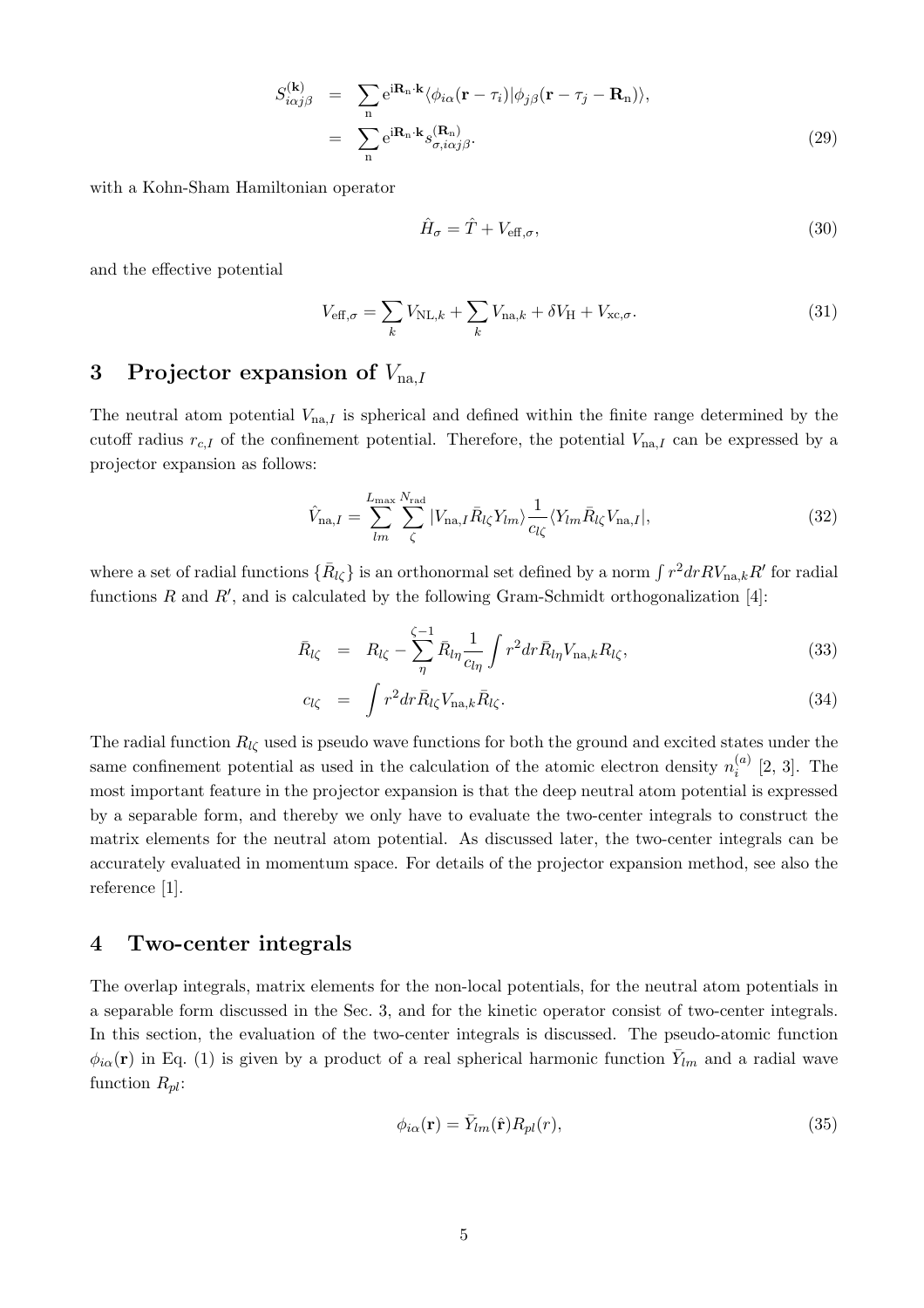$$
\begin{aligned}
S^{(\mathbf{k})}_{i\alpha j\beta} &= \sum_{\mathrm{n}} \mathrm{e}^{\mathrm{i}\mathbf{R}_{\mathrm{n}}\cdot\mathbf{k}} \langle \phi_{i\alpha}(\mathbf{r}-\tau_i) | \phi_{j\beta}(\mathbf{r}-\tau_j-\mathbf{R}_{\mathrm{n}}) \rangle, \\
&= \sum_{\mathrm{n}} \mathrm{e}^{\mathrm{i}\mathbf{R}_{\mathrm{n}}\cdot\mathbf{k}} s^{(\mathbf{R}_{\mathrm{n}})}_{\sigma,i\alpha j\beta}.
\end{aligned} \tag{29}
$$

with a Kohn-Sham Hamiltonian operator

$$
\hat{H}_\sigma = \hat{T} + V_{\mathrm{eff},\sigma}, \tag{30}
$$

and the effective potential

$$
V_{\mathrm{eff},\sigma} = \sum_k V_{\mathrm{NL},k} + \sum_k V_{\mathrm{na},k} + \delta V_{\mathrm{H}} + V_{\mathrm{xc},\sigma}. \tag{31}
$$

# 3 Projector expansion of $V_{\mathrm{na},I}$

The neutral atom potential $V_{\mathrm{na},I}$ is spherical and defined within the finite range determined by the cutoff radius $r_{c,I}$ of the confinement potential. Therefore, the potential $V_{\mathrm{na},I}$ can be expressed by a projector expansion as follows:

$$
\hat{V}_{\mathrm{na},I} = \sum_{lm}^{L_{\max}} \sum_{\zeta}^{N_{\mathrm{rad}}} |V_{\mathrm{na},I}\bar{R}_{l\zeta}Y_{lm}\rangle \frac{1}{c_{l\zeta}} \langle Y_{lm}\bar{R}_{l\zeta}V_{\mathrm{na},I}|, \tag{32}
$$

where a set of radial functions $\{\bar{R}_{l\zeta}\}$ is an orthonormal set defined by a norm $\int r^2 dr R V_{\mathrm{na},k} R'$ for radial functions $R$ and $R'$, and is calculated by the following Gram-Schmidt orthogonalization [4]:

$$
\begin{aligned}
\bar{R}_{l\zeta} &= R_{l\zeta} - \sum_{\eta}^{\zeta-1} \bar{R}_{l\eta} \frac{1}{c_{l\eta}} \int r^2 dr \bar{R}_{l\eta} V_{\mathrm{na},k} R_{l\zeta}, &(33)\\
c_{l\zeta} &= \int r^2 dr \bar{R}_{l\zeta} V_{\mathrm{na},k} \bar{R}_{l\zeta}. &(34)
\end{aligned}
$$

The radial function $R_{l\zeta}$ used is pseudo wave functions for both the ground and excited states under the same confinement potential as used in the calculation of the atomic electron density $n_i^{(a)}$ [2, 3]. The most important feature in the projector expansion is that the deep neutral atom potential is expressed by a separable form, and thereby we only have to evaluate the two-center integrals to construct the matrix elements for the neutral atom potential. As discussed later, the two-center integrals can be accurately evaluated in momentum space. For details of the projector expansion method, see also the reference [1].

# 4 Two-center integrals

The overlap integrals, matrix elements for the non-local potentials, for the neutral atom potentials in a separable form discussed in the Sec. 3, and for the kinetic operator consist of two-center integrals. In this section, the evaluation of the two-center integrals is discussed. The pseudo-atomic function $\phi_{i\alpha}(\mathbf{r})$ in Eq. (1) is given by a product of a real spherical harmonic function $\bar{Y}_{lm}$ and a radial wave function $R_{pl}$:

$$
\phi_{i\alpha}(\mathbf{r}) = \bar{Y}_{lm}(\hat{\mathbf{r}}) R_{pl}(r), \tag{35}
$$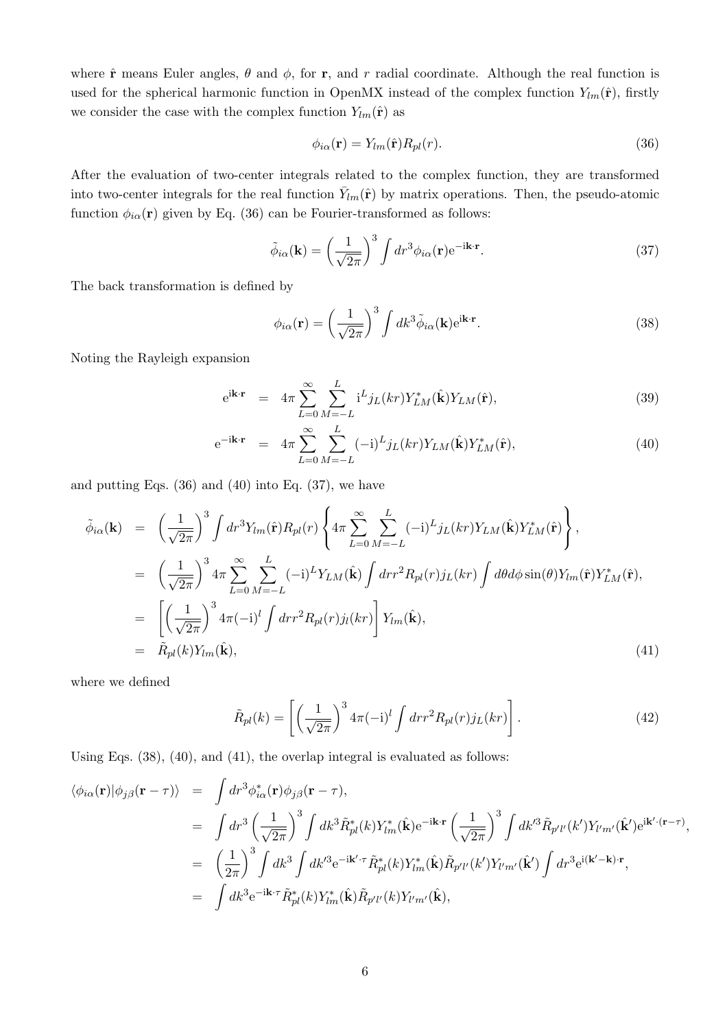where $\hat{\mathbf{r}}$ means Euler angles, $\theta$ and $\phi$, for $\mathbf{r}$, and $r$ radial coordinate. Although the real function is used for the spherical harmonic function in OpenMX instead of the complex function $Y_{lm}(\hat{\mathbf{r}})$, firstly we consider the case with the complex function $Y_{lm}(\hat{\mathbf{r}})$ as

$$\phi_{i\alpha}(\mathbf{r}) = Y_{lm}(\hat{\mathbf{r}})R_{pl}(r). \tag{36}$$

After the evaluation of two-center integrals related to the complex function, they are transformed into two-center integrals for the real function $\bar{Y}_{lm}(\hat{\mathbf{r}})$ by matrix operations. Then, the pseudo-atomic function $\phi_{i\alpha}(\mathbf{r})$ given by Eq. (36) can be Fourier-transformed as follows:

$$\tilde{\phi}_{i\alpha}(\mathbf{k}) = \left(\frac{1}{\sqrt{2\pi}}\right)^3 \int dr^3 \phi_{i\alpha}(\mathbf{r}) \mathrm{e}^{-\mathrm{i}\mathbf{k}\cdot\mathbf{r}}. \tag{37}$$

The back transformation is defined by

$$\phi_{i\alpha}(\mathbf{r}) = \left(\frac{1}{\sqrt{2\pi}}\right)^3 \int dk^3 \tilde{\phi}_{i\alpha}(\mathbf{k}) \mathrm{e}^{\mathrm{i}\mathbf{k}\cdot\mathbf{r}}. \tag{38}$$

Noting the Rayleigh expansion

$$\mathrm{e}^{\mathrm{i}\mathbf{k}\cdot\mathbf{r}} = 4\pi \sum_{L=0}^{\infty} \sum_{M=-L}^{L} \mathrm{i}^L j_L(kr) Y_{LM}^*(\hat{\mathbf{k}}) Y_{LM}(\hat{\mathbf{r}}), \tag{39}$$

$$\mathrm{e}^{-\mathrm{i}\mathbf{k}\cdot\mathbf{r}} = 4\pi \sum_{L=0}^{\infty} \sum_{M=-L}^{L} (-\mathrm{i})^L j_L(kr) Y_{LM}(\hat{\mathbf{k}}) Y_{LM}^*(\hat{\mathbf{r}}), \tag{40}$$

and putting Eqs. (36) and (40) into Eq. (37), we have

$$\begin{aligned}
\tilde{\phi}_{i\alpha}(\mathbf{k}) &= \left(\frac{1}{\sqrt{2\pi}}\right)^3 \int dr^3 Y_{lm}(\hat{\mathbf{r}}) R_{pl}(r) \left\{ 4\pi \sum_{L=0}^{\infty} \sum_{M=-L}^{L} (-\mathrm{i})^L j_L(kr) Y_{LM}(\hat{\mathbf{k}}) Y_{LM}^*(\hat{\mathbf{r}}) \right\}, \\
&= \left(\frac{1}{\sqrt{2\pi}}\right)^3 4\pi \sum_{L=0}^{\infty} \sum_{M=-L}^{L} (-\mathrm{i})^L Y_{LM}(\hat{\mathbf{k}}) \int dr r^2 R_{pl}(r) j_L(kr) \int d\theta d\phi \sin(\theta) Y_{lm}(\hat{\mathbf{r}}) Y_{LM}^*(\hat{\mathbf{r}}), \\
&= \left[ \left(\frac{1}{\sqrt{2\pi}}\right)^3 4\pi (-\mathrm{i})^l \int dr r^2 R_{pl}(r) j_l(kr) \right] Y_{lm}(\hat{\mathbf{k}}), \\
&= \tilde{R}_{pl}(k) Y_{lm}(\hat{\mathbf{k}}),
\end{aligned} \tag{41}$$

where we defined

$$\tilde{R}_{pl}(k) = \left[ \left(\frac{1}{\sqrt{2\pi}}\right)^3 4\pi (-\mathrm{i})^l \int dr r^2 R_{pl}(r) j_L(kr) \right]. \tag{42}$$

Using Eqs. (38), (40), and (41), the overlap integral is evaluated as follows:

$$\begin{aligned}
\langle \phi_{i\alpha}(\mathbf{r}) | \phi_{j\beta}(\mathbf{r}-\tau) \rangle &= \int dr^3 \phi_{i\alpha}^*(\mathbf{r}) \phi_{j\beta}(\mathbf{r}-\tau), \\
&= \int dr^3 \left(\frac{1}{\sqrt{2\pi}}\right)^3 \int dk^3 \tilde{R}_{pl}^*(k) Y_{lm}^*(\hat{\mathbf{k}}) \mathrm{e}^{-\mathrm{i}\mathbf{k}\cdot\mathbf{r}} \left(\frac{1}{\sqrt{2\pi}}\right)^3 \int dk'^3 \tilde{R}_{p'l'}(k') Y_{l'm'}(\hat{\mathbf{k}}') \mathrm{e}^{\mathrm{i}\mathbf{k}'\cdot(\mathbf{r}-\tau)}, \\
&= \left(\frac{1}{2\pi}\right)^3 \int dk^3 \int dk'^3 \mathrm{e}^{-\mathrm{i}\mathbf{k}'\cdot\tau} \tilde{R}_{pl}^*(k) Y_{lm}^*(\hat{\mathbf{k}}) \tilde{R}_{p'l'}(k') Y_{l'm'}(\hat{\mathbf{k}}') \int dr^3 \mathrm{e}^{\mathrm{i}(\mathbf{k}'-\mathbf{k})\cdot\mathbf{r}}, \\
&= \int dk^3 \mathrm{e}^{-\mathrm{i}\mathbf{k}\cdot\tau} \tilde{R}_{pl}^*(k) Y_{lm}^*(\hat{\mathbf{k}}) \tilde{R}_{p'l'}(k) Y_{l'm'}(\hat{\mathbf{k}}),
\end{aligned}$$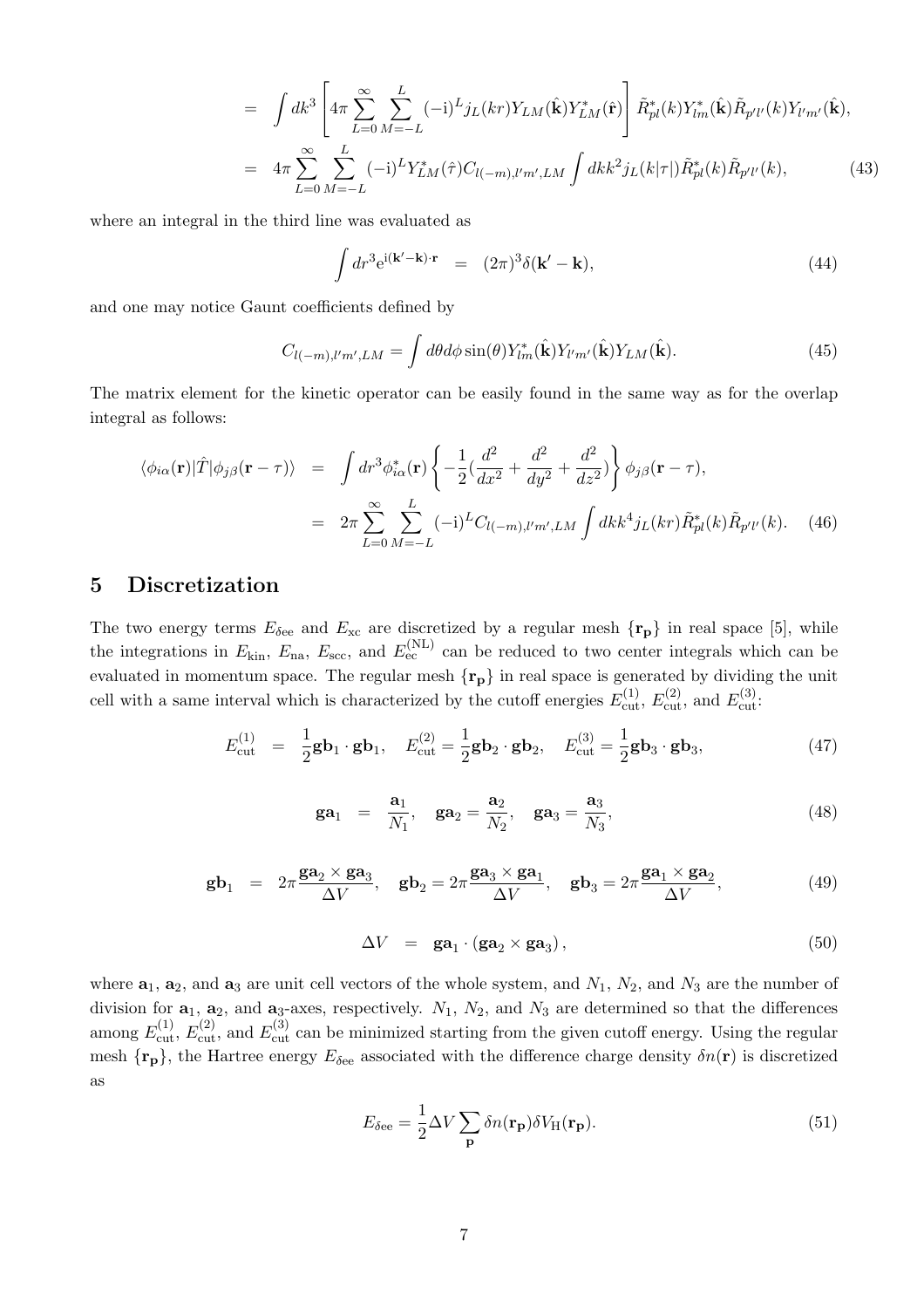$$
\begin{aligned}
&= \int dk^3 \left[ 4\pi \sum_{L=0}^{\infty} \sum_{M=-L}^{L} (-\mathrm{i})^L j_L(kr) Y_{LM}(\hat{\mathbf{k}}) Y^*_{LM}(\hat{\mathbf{r}}) \right] \tilde{R}^*_{pl}(k) Y^*_{lm}(\hat{\mathbf{k}}) \tilde{R}_{p'l'}(k) Y_{l'm'}(\hat{\mathbf{k}}), \\
&= 4\pi \sum_{L=0}^{\infty} \sum_{M=-L}^{L} (-\mathrm{i})^L Y^*_{LM}(\hat{\tau}) C_{l(-m),l'm',LM} \int dk k^2 j_L(k|\tau|) \tilde{R}^*_{pl}(k) \tilde{R}_{p'l'}(k), \qquad (43)
\end{aligned}
$$

where an integral in the third line was evaluated as

$$
\int dr^3 \mathrm{e}^{\mathrm{i}(\mathbf{k}'-\mathbf{k})\cdot\mathbf{r}} = (2\pi)^3 \delta(\mathbf{k}'-\mathbf{k}), \qquad (44)
$$

and one may notice Gaunt coefficients defined by

$$
C_{l(-m),l'm',LM} = \int d\theta d\phi \sin(\theta) Y^*_{lm}(\hat{\mathbf{k}}) Y_{l'm'}(\hat{\mathbf{k}}) Y_{LM}(\hat{\mathbf{k}}). \qquad (45)
$$

The matrix element for the kinetic operator can be easily found in the same way as for the overlap integral as follows:

$$
\begin{aligned}
\langle \phi_{i\alpha}(\mathbf{r}) | \hat{T} | \phi_{j\beta}(\mathbf{r}-\tau) \rangle &= \int dr^3 \phi^*_{i\alpha}(\mathbf{r}) \left\{ -\frac{1}{2} \left( \frac{d^2}{dx^2} + \frac{d^2}{dy^2} + \frac{d^2}{dz^2} \right) \right\} \phi_{j\beta}(\mathbf{r}-\tau), \\
&= 2\pi \sum_{L=0}^{\infty} \sum_{M=-L}^{L} (-\mathrm{i})^L C_{l(-m),l'm',LM} \int dk k^4 j_L(kr) \tilde{R}^*_{pl}(k) \tilde{R}_{p'l'}(k). \qquad (46)
\end{aligned}
$$

## 5 Discretization

The two energy terms $E_{\delta\mathrm{ee}}$ and $E_{\mathrm{xc}}$ are discretized by a regular mesh $\{\mathbf{r}_{\mathbf{p}}\}$ in real space [5], while the integrations in $E_{\mathrm{kin}}$, $E_{\mathrm{na}}$, $E_{\mathrm{scc}}$, and $E^{(\mathrm{NL})}_{\mathrm{ec}}$ can be reduced to two center integrals which can be evaluated in momentum space. The regular mesh $\{\mathbf{r}_{\mathbf{p}}\}$ in real space is generated by dividing the unit cell with a same interval which is characterized by the cutoff energies $E^{(1)}_{\mathrm{cut}}$, $E^{(2)}_{\mathrm{cut}}$, and $E^{(3)}_{\mathrm{cut}}$:

$$
E^{(1)}_{\mathrm{cut}} = \frac{1}{2}\mathbf{gb}_1 \cdot \mathbf{gb}_1, \quad E^{(2)}_{\mathrm{cut}} = \frac{1}{2}\mathbf{gb}_2 \cdot \mathbf{gb}_2, \quad E^{(3)}_{\mathrm{cut}} = \frac{1}{2}\mathbf{gb}_3 \cdot \mathbf{gb}_3, \qquad (47)
$$

$$
\mathbf{ga}_1 = \frac{\mathbf{a}_1}{N_1}, \quad \mathbf{ga}_2 = \frac{\mathbf{a}_2}{N_2}, \quad \mathbf{ga}_3 = \frac{\mathbf{a}_3}{N_3}, \qquad (48)
$$

$$
\mathbf{gb}_1 = 2\pi \frac{\mathbf{ga}_2 \times \mathbf{ga}_3}{\Delta V}, \quad \mathbf{gb}_2 = 2\pi \frac{\mathbf{ga}_3 \times \mathbf{ga}_1}{\Delta V}, \quad \mathbf{gb}_3 = 2\pi \frac{\mathbf{ga}_1 \times \mathbf{ga}_2}{\Delta V}, \qquad (49)
$$

$$
\Delta V = \mathbf{ga}_1 \cdot (\mathbf{ga}_2 \times \mathbf{ga}_3), \qquad (50)
$$

where $\mathbf{a}_1$, $\mathbf{a}_2$, and $\mathbf{a}_3$ are unit cell vectors of the whole system, and $N_1$, $N_2$, and $N_3$ are the number of division for $\mathbf{a}_1$, $\mathbf{a}_2$, and $\mathbf{a}_3$-axes, respectively. $N_1$, $N_2$, and $N_3$ are determined so that the differences among $E^{(1)}_{\mathrm{cut}}$, $E^{(2)}_{\mathrm{cut}}$, and $E^{(3)}_{\mathrm{cut}}$ can be minimized starting from the given cutoff energy. Using the regular mesh $\{\mathbf{r}_{\mathbf{p}}\}$, the Hartree energy $E_{\delta\mathrm{ee}}$ associated with the difference charge density $\delta n(\mathbf{r})$ is discretized as

$$
E_{\delta\mathrm{ee}} = \frac{1}{2}\Delta V \sum_{\mathbf{p}} \delta n(\mathbf{r}_{\mathbf{p}}) \delta V_{\mathrm{H}}(\mathbf{r}_{\mathbf{p}}). \qquad (51)
$$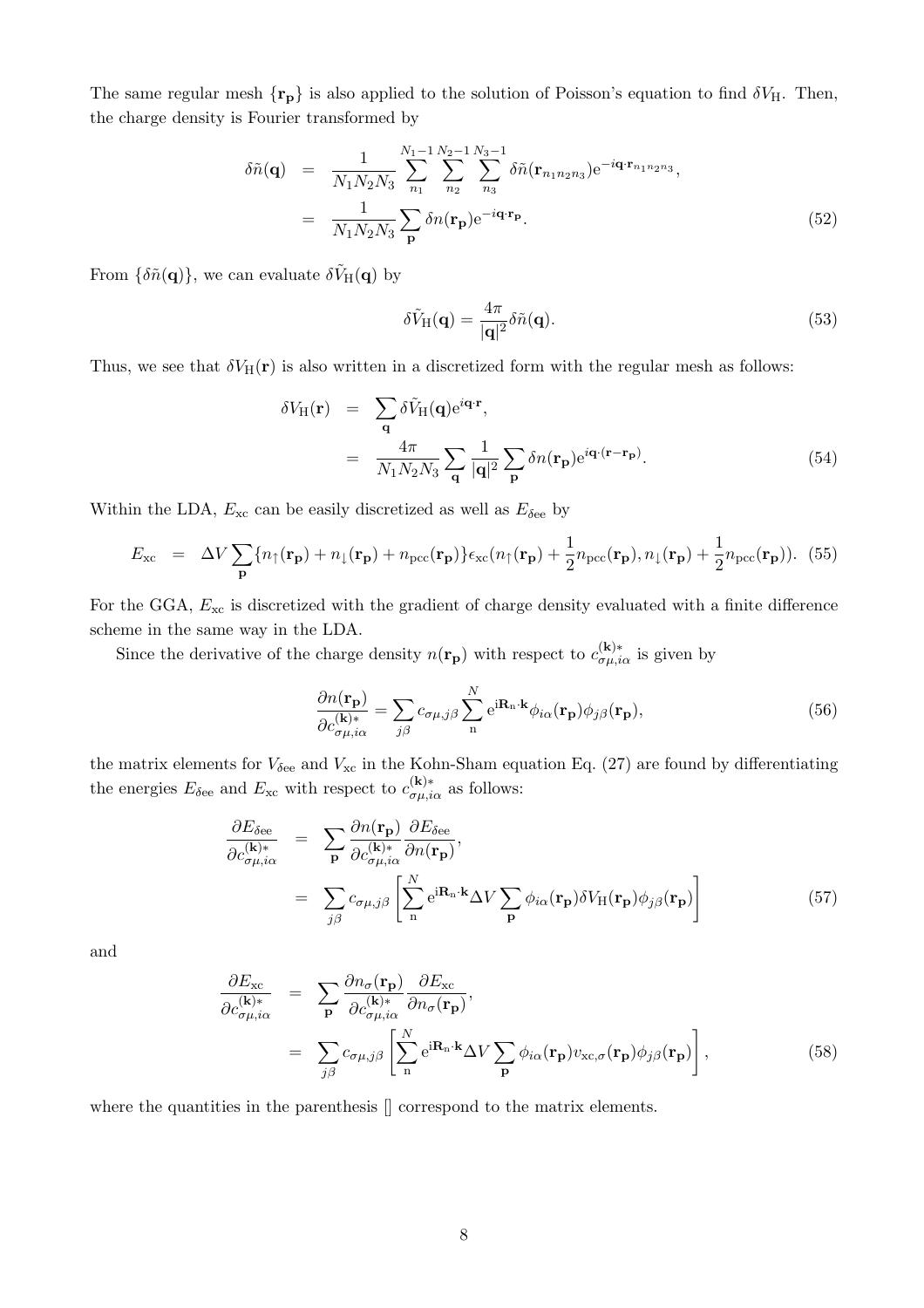The same regular mesh $\{\mathbf{r_p}\}$ is also applied to the solution of Poisson's equation to find $\delta V_{\rm H}$. Then, the charge density is Fourier transformed by

$$
\begin{aligned}
\delta\tilde{n}(\mathbf{q}) &= \frac{1}{N_1N_2N_3}\sum_{n_1}^{N_1-1}\sum_{n_2}^{N_2-1}\sum_{n_3}^{N_3-1}\delta\tilde{n}(\mathbf{r}_{n_1n_2n_3})\mathrm{e}^{-i\mathbf{q}\cdot\mathbf{r}_{n_1n_2n_3}}, \\
&= \frac{1}{N_1N_2N_3}\sum_{\mathbf{p}}\delta n(\mathbf{r_p})\mathrm{e}^{-i\mathbf{q}\cdot\mathbf{r_p}}. \qquad (52)
\end{aligned}
$$

From $\{\delta\tilde{n}(\mathbf{q})\}$, we can evaluate $\delta\tilde{V}_{\rm H}(\mathbf{q})$ by

$$
\delta\tilde{V}_{\rm H}(\mathbf{q}) = \frac{4\pi}{|\mathbf{q}|^2}\delta\tilde{n}(\mathbf{q}). \qquad (53)
$$

Thus, we see that $\delta V_{\rm H}(\mathbf{r})$ is also written in a discretized form with the regular mesh as follows:

$$
\begin{aligned}
\delta V_{\rm H}(\mathbf{r}) &= \sum_{\mathbf{q}}\delta\tilde{V}_{\rm H}(\mathbf{q})\mathrm{e}^{i\mathbf{q}\cdot\mathbf{r}}, \\
&= \frac{4\pi}{N_1N_2N_3}\sum_{\mathbf{q}}\frac{1}{|\mathbf{q}|^2}\sum_{\mathbf{p}}\delta n(\mathbf{r_p})\mathrm{e}^{i\mathbf{q}\cdot(\mathbf{r}-\mathbf{r_p})}. \qquad (54)
\end{aligned}
$$

Within the LDA, $E_{\rm xc}$ can be easily discretized as well as $E_{\delta\rm ee}$ by

$$
E_{\rm xc} = \Delta V\sum_{\mathbf{p}}\{n_\uparrow(\mathbf{r_p})+n_\downarrow(\mathbf{r_p})+n_{\rm pcc}(\mathbf{r_p})\}\epsilon_{\rm xc}(n_\uparrow(\mathbf{r_p})+\frac{1}{2}n_{\rm pcc}(\mathbf{r_p}),n_\downarrow(\mathbf{r_p})+\frac{1}{2}n_{\rm pcc}(\mathbf{r_p})). \quad (55)
$$

For the GGA, $E_{\rm xc}$ is discretized with the gradient of charge density evaluated with a finite difference scheme in the same way in the LDA.

Since the derivative of the charge density $n(\mathbf{r_p})$ with respect to $c^{(\mathbf{k})*}_{\sigma\mu,i\alpha}$ is given by

$$
\frac{\partial n(\mathbf{r_p})}{\partial c^{(\mathbf{k})*}_{\sigma\mu,i\alpha}} = \sum_{j\beta}c_{\sigma\mu,j\beta}\sum_{\rm n}^{N}\mathrm{e}^{\mathrm{i}\mathbf{R}_{\rm n}\cdot\mathbf{k}}\phi_{i\alpha}(\mathbf{r_p})\phi_{j\beta}(\mathbf{r_p}), \qquad (56)
$$

the matrix elements for $V_{\delta\rm ee}$ and $V_{\rm xc}$ in the Kohn-Sham equation Eq. (27) are found by differentiating the energies $E_{\delta\rm ee}$ and $E_{\rm xc}$ with respect to $c^{(\mathbf{k})*}_{\sigma\mu,i\alpha}$ as follows:

$$
\begin{aligned}
\frac{\partial E_{\delta\rm ee}}{\partial c^{(\mathbf{k})*}_{\sigma\mu,i\alpha}} &= \sum_{\mathbf{p}}\frac{\partial n(\mathbf{r_p})}{\partial c^{(\mathbf{k})*}_{\sigma\mu,i\alpha}}\frac{\partial E_{\delta\rm ee}}{\partial n(\mathbf{r_p})}, \\
&= \sum_{j\beta}c_{\sigma\mu,j\beta}\left[\sum_{\rm n}^{N}\mathrm{e}^{\mathrm{i}\mathbf{R}_{\rm n}\cdot\mathbf{k}}\Delta V\sum_{\mathbf{p}}\phi_{i\alpha}(\mathbf{r_p})\delta V_{\rm H}(\mathbf{r_p})\phi_{j\beta}(\mathbf{r_p})\right] \qquad (57)
\end{aligned}
$$

and

$$
\begin{aligned}
\frac{\partial E_{\rm xc}}{\partial c^{(\mathbf{k})*}_{\sigma\mu,i\alpha}} &= \sum_{\mathbf{p}}\frac{\partial n_\sigma(\mathbf{r_p})}{\partial c^{(\mathbf{k})*}_{\sigma\mu,i\alpha}}\frac{\partial E_{\rm xc}}{\partial n_\sigma(\mathbf{r_p})}, \\
&= \sum_{j\beta}c_{\sigma\mu,j\beta}\left[\sum_{\rm n}^{N}\mathrm{e}^{\mathrm{i}\mathbf{R}_{\rm n}\cdot\mathbf{k}}\Delta V\sum_{\mathbf{p}}\phi_{i\alpha}(\mathbf{r_p})v_{{\rm xc},\sigma}(\mathbf{r_p})\phi_{j\beta}(\mathbf{r_p})\right], \qquad (58)
\end{aligned}
$$

where the quantities in the parenthesis [] correspond to the matrix elements.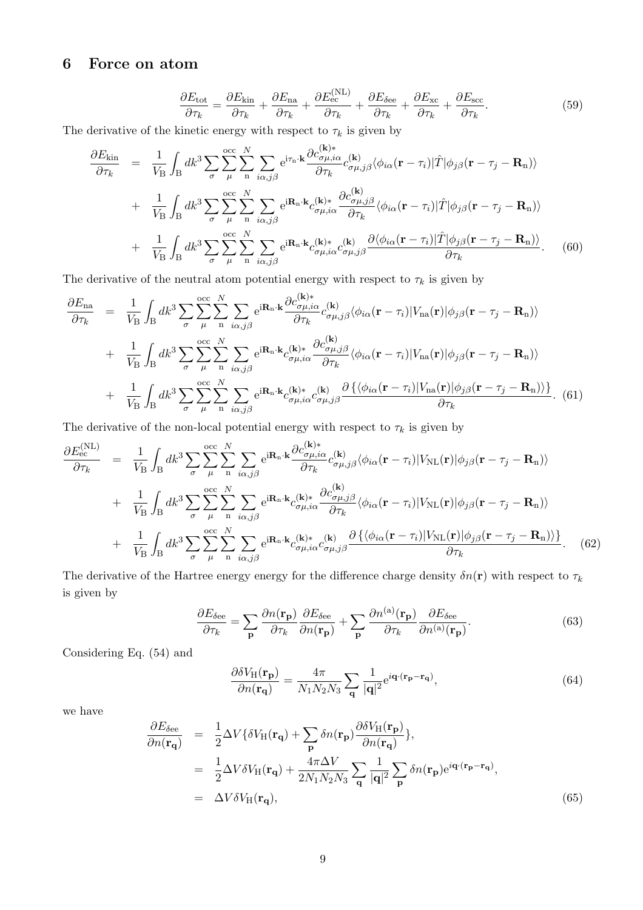# 6 Force on atom

$$\frac{\partial E_{\rm tot}}{\partial \tau_k} = \frac{\partial E_{\rm kin}}{\partial \tau_k} + \frac{\partial E_{\rm na}}{\partial \tau_k} + \frac{\partial E_{\rm ec}^{\rm (NL)}}{\partial \tau_k} + \frac{\partial E_{\delta {\rm ee}}}{\partial \tau_k} + \frac{\partial E_{\rm xc}}{\partial \tau_k} + \frac{\partial E_{\rm scc}}{\partial \tau_k}. \tag{59}$$

The derivative of the kinetic energy with respect to $\tau_k$ is given by

$$\begin{aligned}
\frac{\partial E_{\rm kin}}{\partial \tau_k} &= \frac{1}{V_{\rm B}} \int_{\rm B} dk^3 \sum_{\sigma} \sum_{\mu}^{\rm occ} \sum_{\rm n}^{N} \sum_{i\alpha, j\beta} {\rm e}^{{\rm i}\tau_{\rm n}\cdot{\bf k}} \frac{\partial c_{\sigma\mu, i\alpha}^{({\bf k})*}}{\partial \tau_k} c_{\sigma\mu, j\beta}^{({\bf k})} \langle \phi_{i\alpha}({\bf r}-\tau_i) | \hat{T} | \phi_{j\beta}({\bf r}-\tau_j-{\bf R}_{\rm n}) \rangle \\
&+ \frac{1}{V_{\rm B}} \int_{\rm B} dk^3 \sum_{\sigma} \sum_{\mu}^{\rm occ} \sum_{\rm n}^{N} \sum_{i\alpha, j\beta} {\rm e}^{{\rm i}{\bf R}_{\rm n}\cdot{\bf k}} c_{\sigma\mu, i\alpha}^{({\bf k})*} \frac{\partial c_{\sigma\mu, j\beta}^{({\bf k})}}{\partial \tau_k} \langle \phi_{i\alpha}({\bf r}-\tau_i) | \hat{T} | \phi_{j\beta}({\bf r}-\tau_j-{\bf R}_{\rm n}) \rangle \\
&+ \frac{1}{V_{\rm B}} \int_{\rm B} dk^3 \sum_{\sigma} \sum_{\mu}^{\rm occ} \sum_{\rm n}^{N} \sum_{i\alpha, j\beta} {\rm e}^{{\rm i}{\bf R}_{\rm n}\cdot{\bf k}} c_{\sigma\mu, i\alpha}^{({\bf k})*} c_{\sigma\mu, j\beta}^{({\bf k})} \frac{\partial \langle \phi_{i\alpha}({\bf r}-\tau_i) | \hat{T} | \phi_{j\beta}({\bf r}-\tau_j-{\bf R}_{\rm n}) \rangle}{\partial \tau_k}.
\end{aligned} \tag{60}$$

The derivative of the neutral atom potential energy with respect to $\tau_k$ is given by

$$\begin{aligned}
\frac{\partial E_{\rm na}}{\partial \tau_k} &= \frac{1}{V_{\rm B}} \int_{\rm B} dk^3 \sum_{\sigma} \sum_{\mu}^{\rm occ} \sum_{\rm n}^{N} \sum_{i\alpha, j\beta} {\rm e}^{{\rm i}{\bf R}_{\rm n}\cdot{\bf k}} \frac{\partial c_{\sigma\mu, i\alpha}^{({\bf k})*}}{\partial \tau_k} c_{\sigma\mu, j\beta}^{({\bf k})} \langle \phi_{i\alpha}({\bf r}-\tau_i) | V_{\rm na}({\bf r}) | \phi_{j\beta}({\bf r}-\tau_j-{\bf R}_{\rm n}) \rangle \\
&+ \frac{1}{V_{\rm B}} \int_{\rm B} dk^3 \sum_{\sigma} \sum_{\mu}^{\rm occ} \sum_{\rm n}^{N} \sum_{i\alpha, j\beta} {\rm e}^{{\rm i}{\bf R}_{\rm n}\cdot{\bf k}} c_{\sigma\mu, i\alpha}^{({\bf k})*} \frac{\partial c_{\sigma\mu, j\beta}^{({\bf k})}}{\partial \tau_k} \langle \phi_{i\alpha}({\bf r}-\tau_i) | V_{\rm na}({\bf r}) | \phi_{j\beta}({\bf r}-\tau_j-{\bf R}_{\rm n}) \rangle \\
&+ \frac{1}{V_{\rm B}} \int_{\rm B} dk^3 \sum_{\sigma} \sum_{\mu}^{\rm occ} \sum_{\rm n}^{N} \sum_{i\alpha, j\beta} {\rm e}^{{\rm i}{\bf R}_{\rm n}\cdot{\bf k}} c_{\sigma\mu, i\alpha}^{({\bf k})*} c_{\sigma\mu, j\beta}^{({\bf k})} \frac{\partial \left\{ \langle \phi_{i\alpha}({\bf r}-\tau_i) | V_{\rm na}({\bf r}) | \phi_{j\beta}({\bf r}-\tau_j-{\bf R}_{\rm n}) \rangle \right\}}{\partial \tau_k}.
\end{aligned} \tag{61}$$

The derivative of the non-local potential energy with respect to $\tau_k$ is given by

$$\begin{aligned}
\frac{\partial E_{\rm ec}^{\rm (NL)}}{\partial \tau_k} &= \frac{1}{V_{\rm B}} \int_{\rm B} dk^3 \sum_{\sigma} \sum_{\mu}^{\rm occ} \sum_{\rm n}^{N} \sum_{i\alpha, j\beta} {\rm e}^{{\rm i}{\bf R}_{\rm n}\cdot{\bf k}} \frac{\partial c_{\sigma\mu, i\alpha}^{({\bf k})*}}{\partial \tau_k} c_{\sigma\mu, j\beta}^{({\bf k})} \langle \phi_{i\alpha}({\bf r}-\tau_i) | V_{\rm NL}({\bf r}) | \phi_{j\beta}({\bf r}-\tau_j-{\bf R}_{\rm n}) \rangle \\
&+ \frac{1}{V_{\rm B}} \int_{\rm B} dk^3 \sum_{\sigma} \sum_{\mu}^{\rm occ} \sum_{\rm n}^{N} \sum_{i\alpha, j\beta} {\rm e}^{{\rm i}{\bf R}_{\rm n}\cdot{\bf k}} c_{\sigma\mu, i\alpha}^{({\bf k})*} \frac{\partial c_{\sigma\mu, j\beta}^{({\bf k})}}{\partial \tau_k} \langle \phi_{i\alpha}({\bf r}-\tau_i) | V_{\rm NL}({\bf r}) | \phi_{j\beta}({\bf r}-\tau_j-{\bf R}_{\rm n}) \rangle \\
&+ \frac{1}{V_{\rm B}} \int_{\rm B} dk^3 \sum_{\sigma} \sum_{\mu}^{\rm occ} \sum_{\rm n}^{N} \sum_{i\alpha, j\beta} {\rm e}^{{\rm i}{\bf R}_{\rm n}\cdot{\bf k}} c_{\sigma\mu, i\alpha}^{({\bf k})*} c_{\sigma\mu, j\beta}^{({\bf k})} \frac{\partial \left\{ \langle \phi_{i\alpha}({\bf r}-\tau_i) | V_{\rm NL}({\bf r}) | \phi_{j\beta}({\bf r}-\tau_j-{\bf R}_{\rm n}) \rangle \right\}}{\partial \tau_k}.
\end{aligned} \tag{62}$$

The derivative of the Hartree energy energy for the difference charge density $\delta n({\bf r})$ with respect to $\tau_k$ is given by

$$\frac{\partial E_{\delta {\rm ee}}}{\partial \tau_k} = \sum_{\bf p} \frac{\partial n({\bf r_p})}{\partial \tau_k} \frac{\partial E_{\delta {\rm ee}}}{\partial n({\bf r_p})} + \sum_{\bf p} \frac{\partial n^{({\rm a})}({\bf r_p})}{\partial \tau_k} \frac{\partial E_{\delta {\rm ee}}}{\partial n^{({\rm a})}({\bf r_p})}. \tag{63}$$

Considering Eq. (54) and

$$\frac{\partial \delta V_{\rm H}({\bf r_p})}{\partial n({\bf r_q})} = \frac{4\pi}{N_1 N_2 N_3} \sum_{\bf q} \frac{1}{|{\bf q}|^2} {\rm e}^{i{\bf q}\cdot({\bf r_p}-{\bf r_q})}, \tag{64}$$

we have

$$\begin{aligned}
\frac{\partial E_{\delta {\rm ee}}}{\partial n({\bf r_q})} &= \frac{1}{2} \Delta V \{ \delta V_{\rm H}({\bf r_q}) + \sum_{\bf p} \delta n({\bf r_p}) \frac{\partial \delta V_{\rm H}({\bf r_p})}{\partial n({\bf r_q})} \}, \\
&= \frac{1}{2} \Delta V \delta V_{\rm H}({\bf r_q}) + \frac{4\pi \Delta V}{2 N_1 N_2 N_3} \sum_{\bf q} \frac{1}{|{\bf q}|^2} \sum_{\bf p} \delta n({\bf r_p}) {\rm e}^{i{\bf q}\cdot({\bf r_p}-{\bf r_q})}, \\
&= \Delta V \delta V_{\rm H}({\bf r_q}),
\end{aligned} \tag{65}$$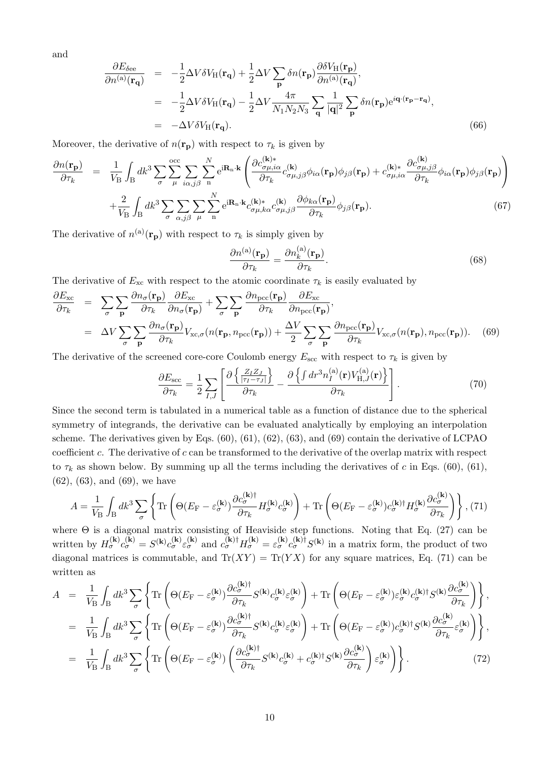and

$$
\begin{aligned}
\frac{\partial E_{\delta \rm ee}}{\partial n^{(\rm a)}(\mathbf{r_q})} &= -\frac{1}{2}\Delta V \delta V_{\rm H}(\mathbf{r_q}) + \frac{1}{2}\Delta V \sum_{\mathbf{p}} \delta n(\mathbf{r_p}) \frac{\partial \delta V_{\rm H}(\mathbf{r_p})}{\partial n^{(\rm a)}(\mathbf{r_q})}, \\
&= -\frac{1}{2}\Delta V \delta V_{\rm H}(\mathbf{r_q}) - \frac{1}{2}\Delta V \frac{4\pi}{N_1 N_2 N_3} \sum_{\mathbf{q}} \frac{1}{|\mathbf{q}|^2} \sum_{\mathbf{p}} \delta n(\mathbf{r_p}) {\rm e}^{i\mathbf{q}\cdot(\mathbf{r_p}-\mathbf{r_q})}, \\
&= -\Delta V \delta V_{\rm H}(\mathbf{r_q}). 
\end{aligned} \tag{66}
$$

Moreover, the derivative of $n(\mathbf{r_p})$ with respect to $\tau_k$ is given by

$$
\begin{aligned}
\frac{\partial n(\mathbf{r_p})}{\partial \tau_k} &= \frac{1}{V_{\rm B}} \int_{\rm B} dk^3 \sum_{\sigma} \sum_{\mu}^{\rm occ} \sum_{i\alpha, j\beta} \sum_{\rm n}^{N} {\rm e}^{{\rm i}\mathbf{R}_{\rm n}\cdot\mathbf{k}} \left( \frac{\partial c_{\sigma\mu,i\alpha}^{(\mathbf{k})*}}{\partial \tau_k} c_{\sigma\mu,j\beta}^{(\mathbf{k})} \phi_{i\alpha}(\mathbf{r_p}) \phi_{j\beta}(\mathbf{r_p}) + c_{\sigma\mu,i\alpha}^{(\mathbf{k})*} \frac{\partial c_{\sigma\mu,j\beta}^{(\mathbf{k})}}{\partial \tau_k} \phi_{i\alpha}(\mathbf{r_p}) \phi_{j\beta}(\mathbf{r_p}) \right) \\
&+ \frac{2}{V_{\rm B}} \int_{\rm B} dk^3 \sum_{\sigma} \sum_{\alpha, j\beta} \sum_{\mu} \sum_{\rm n}^{N} {\rm e}^{{\rm i}\mathbf{R}_{\rm n}\cdot\mathbf{k}} c_{\sigma\mu,k\alpha}^{(\mathbf{k})*} c_{\sigma\mu,j\beta}^{(\mathbf{k})} \frac{\partial \phi_{k\alpha}(\mathbf{r_p})}{\partial \tau_k} \phi_{j\beta}(\mathbf{r_p}). 
\end{aligned} \tag{67}
$$

The derivative of $n^{(\rm a)}(\mathbf{r_p})$ with respect to $\tau_k$ is simply given by

$$
\frac{\partial n^{(\rm a)}(\mathbf{r_p})}{\partial \tau_k} = \frac{\partial n_k^{(\rm a)}(\mathbf{r_p})}{\partial \tau_k}. \tag{68}
$$

The derivative of $E_{\rm xc}$ with respect to the atomic coordinate $\tau_k$ is easily evaluated by

$$
\begin{aligned}
\frac{\partial E_{\rm xc}}{\partial \tau_k} &= \sum_{\sigma} \sum_{\mathbf{p}} \frac{\partial n_{\sigma}(\mathbf{r_p})}{\partial \tau_k} \frac{\partial E_{\rm xc}}{\partial n_{\sigma}(\mathbf{r_p})} + \sum_{\sigma} \sum_{\mathbf{p}} \frac{\partial n_{\rm pcc}(\mathbf{r_p})}{\partial \tau_k} \frac{\partial E_{\rm xc}}{\partial n_{\rm pcc}(\mathbf{r_p})}, \\
&= \Delta V \sum_{\sigma} \sum_{\mathbf{p}} \frac{\partial n_{\sigma}(\mathbf{r_p})}{\partial \tau_k} V_{{\rm xc},\sigma}(n(\mathbf{r_p}, n_{\rm pcc}(\mathbf{r_p})) + \frac{\Delta V}{2} \sum_{\sigma} \sum_{\mathbf{p}} \frac{\partial n_{\rm pcc}(\mathbf{r_p})}{\partial \tau_k} V_{{\rm xc},\sigma}(n(\mathbf{r_p}), n_{\rm pcc}(\mathbf{r_p})). 
\end{aligned} \tag{69}
$$

The derivative of the screened core-core Coulomb energy $E_{\rm scc}$ with respect to $\tau_k$ is given by

$$
\frac{\partial E_{\rm scc}}{\partial \tau_k} = \frac{1}{2} \sum_{I,J} \left[ \frac{\partial \left\{ \frac{Z_I Z_J}{|\tau_I - \tau_J|} \right\}}{\partial \tau_k} - \frac{\partial \left\{ \int dr^3 n_I^{(\rm a)}(\mathbf{r}) V_{{\rm H},J}^{(\rm a)}(\mathbf{r}) \right\}}{\partial \tau_k} \right]. \tag{70}
$$

Since the second term is tabulated in a numerical table as a function of distance due to the spherical symmetry of integrands, the derivative can be evaluated analytically by employing an interpolation scheme. The derivatives given by Eqs. (60), (61), (62), (63), and (69) contain the derivative of LCPAO coefficient $c$. The derivative of $c$ can be transformed to the derivative of the overlap matrix with respect to $\tau_k$ as shown below. By summing up all the terms including the derivatives of $c$ in Eqs. (60), (61), (62), (63), and (69), we have

$$
A = \frac{1}{V_{\rm B}} \int_{\rm B} dk^3 \sum_{\sigma} \left\{ {\rm Tr} \left( \Theta(E_{\rm F} - \varepsilon_{\sigma}^{(\mathbf{k})}) \frac{\partial c_{\sigma}^{(\mathbf{k})\dagger}}{\partial \tau_k} H_{\sigma}^{(\mathbf{k})} c_{\sigma}^{(\mathbf{k})} \right) + {\rm Tr} \left( \Theta(E_{\rm F} - \varepsilon_{\sigma}^{(\mathbf{k})}) c_{\sigma}^{(\mathbf{k})\dagger} H_{\sigma}^{(\mathbf{k})} \frac{\partial c_{\sigma}^{(\mathbf{k})}}{\partial \tau_k} \right) \right\}, \tag{71}
$$

where $\Theta$ is a diagonal matrix consisting of Heaviside step functions. Noting that Eq. (27) can be written by $H_{\sigma}^{(\mathbf{k})} c_{\sigma}^{(\mathbf{k})} = S^{(\mathbf{k})} c_{\sigma}^{(\mathbf{k})} \varepsilon_{\sigma}^{(\mathbf{k})}$ and $c_{\sigma}^{(\mathbf{k})\dagger} H_{\sigma}^{(\mathbf{k})} = \varepsilon_{\sigma}^{(\mathbf{k})} c_{\sigma}^{(\mathbf{k})\dagger} S^{(\mathbf{k})}$ in a matrix form, the product of two diagonal matrices is commutable, and ${\rm Tr}(XY) = {\rm Tr}(YX)$ for any square matrices, Eq. (71) can be written as

$$
\begin{aligned}
A &= \frac{1}{V_{\rm B}} \int_{\rm B} dk^3 \sum_{\sigma} \left\{ {\rm Tr} \left( \Theta(E_{\rm F} - \varepsilon_{\sigma}^{(\mathbf{k})}) \frac{\partial c_{\sigma}^{(\mathbf{k})\dagger}}{\partial \tau_k} S^{(\mathbf{k})} c_{\sigma}^{(\mathbf{k})} \varepsilon_{\sigma}^{(\mathbf{k})} \right) + {\rm Tr} \left( \Theta(E_{\rm F} - \varepsilon_{\sigma}^{(\mathbf{k})}) \varepsilon_{\sigma}^{(\mathbf{k})} c_{\sigma}^{(\mathbf{k})\dagger} S^{(\mathbf{k})} \frac{\partial c_{\sigma}^{(\mathbf{k})}}{\partial \tau_k} \right) \right\}, \\
&= \frac{1}{V_{\rm B}} \int_{\rm B} dk^3 \sum_{\sigma} \left\{ {\rm Tr} \left( \Theta(E_{\rm F} - \varepsilon_{\sigma}^{(\mathbf{k})}) \frac{\partial c_{\sigma}^{(\mathbf{k})\dagger}}{\partial \tau_k} S^{(\mathbf{k})} c_{\sigma}^{(\mathbf{k})} \varepsilon_{\sigma}^{(\mathbf{k})} \right) + {\rm Tr} \left( \Theta(E_{\rm F} - \varepsilon_{\sigma}^{(\mathbf{k})}) c_{\sigma}^{(\mathbf{k})\dagger} S^{(\mathbf{k})} \frac{\partial c_{\sigma}^{(\mathbf{k})}}{\partial \tau_k} \varepsilon_{\sigma}^{(\mathbf{k})} \right) \right\}, \\
&= \frac{1}{V_{\rm B}} \int_{\rm B} dk^3 \sum_{\sigma} \left\{ {\rm Tr} \left( \Theta(E_{\rm F} - \varepsilon_{\sigma}^{(\mathbf{k})}) \left( \frac{\partial c_{\sigma}^{(\mathbf{k})\dagger}}{\partial \tau_k} S^{(\mathbf{k})} c_{\sigma}^{(\mathbf{k})} + c_{\sigma}^{(\mathbf{k})\dagger} S^{(\mathbf{k})} \frac{\partial c_{\sigma}^{(\mathbf{k})}}{\partial \tau_k} \right) \varepsilon_{\sigma}^{(\mathbf{k})} \right) \right\}. 
\end{aligned} \tag{72}
$$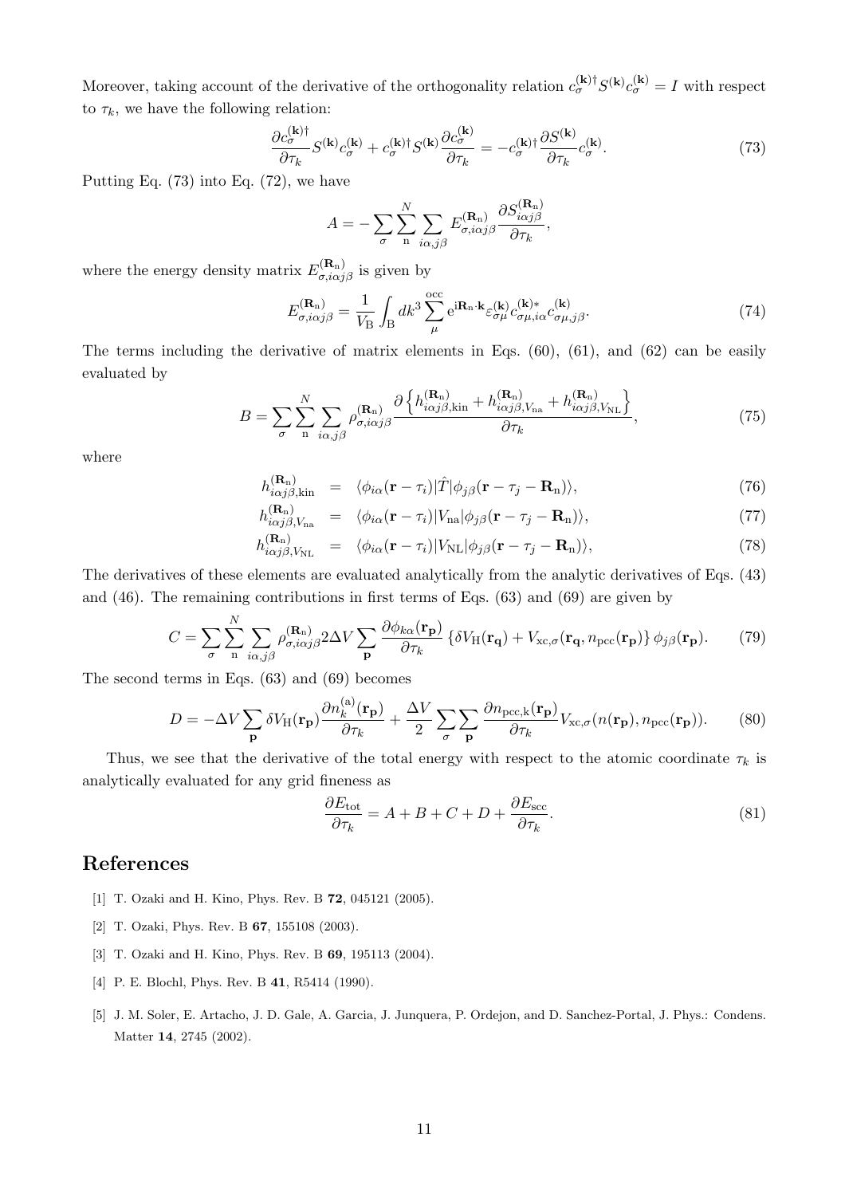Moreover, taking account of the derivative of the orthogonality relation $c_\sigma^{(\mathbf{k})\dagger} S^{(\mathbf{k})} c_\sigma^{(\mathbf{k})} = I$ with respect to $\tau_k$, we have the following relation:

$$\frac{\partial c_\sigma^{(\mathbf{k})\dagger}}{\partial \tau_k} S^{(\mathbf{k})} c_\sigma^{(\mathbf{k})} + c_\sigma^{(\mathbf{k})\dagger} S^{(\mathbf{k})} \frac{\partial c_\sigma^{(\mathbf{k})}}{\partial \tau_k} = -c_\sigma^{(\mathbf{k})\dagger} \frac{\partial S^{(\mathbf{k})}}{\partial \tau_k} c_\sigma^{(\mathbf{k})}. \tag{73}$$

Putting Eq. (73) into Eq. (72), we have

$$A = -\sum_\sigma \sum_{\mathrm{n}}^{N} \sum_{i\alpha,j\beta} E_{\sigma,i\alpha j\beta}^{(\mathbf{R}_\mathrm{n})} \frac{\partial S_{i\alpha j\beta}^{(\mathbf{R}_\mathrm{n})}}{\partial \tau_k},$$

where the energy density matrix $E_{\sigma,i\alpha j\beta}^{(\mathbf{R}_\mathrm{n})}$ is given by

$$E_{\sigma,i\alpha j\beta}^{(\mathbf{R}_\mathrm{n})} = \frac{1}{V_\mathrm{B}} \int_\mathrm{B} dk^3 \sum_{\mu}^{\mathrm{occ}} \mathrm{e}^{\mathrm{i}\mathbf{R}_\mathrm{n}\cdot\mathbf{k}} \varepsilon_{\sigma\mu}^{(\mathbf{k})} c_{\sigma\mu,i\alpha}^{(\mathbf{k})*} c_{\sigma\mu,j\beta}^{(\mathbf{k})}. \tag{74}$$

The terms including the derivative of matrix elements in Eqs. (60), (61), and (62) can be easily evaluated by

$$B = \sum_\sigma \sum_{\mathrm{n}}^{N} \sum_{i\alpha,j\beta} \rho_{\sigma,i\alpha j\beta}^{(\mathbf{R}_\mathrm{n})} \frac{\partial \left\{ h_{i\alpha j\beta,\mathrm{kin}}^{(\mathbf{R}_\mathrm{n})} + h_{i\alpha j\beta,V_\mathrm{na}}^{(\mathbf{R}_\mathrm{n})} + h_{i\alpha j\beta,V_\mathrm{NL}}^{(\mathbf{R}_\mathrm{n})} \right\}}{\partial \tau_k}, \tag{75}$$

where

$$h_{i\alpha j\beta,\mathrm{kin}}^{(\mathbf{R}_\mathrm{n})} = \langle \phi_{i\alpha}(\mathbf{r}-\tau_i) | \hat{T} | \phi_{j\beta}(\mathbf{r}-\tau_j-\mathbf{R}_\mathrm{n}) \rangle, \tag{76}$$

$$h_{i\alpha j\beta,V_\mathrm{na}}^{(\mathbf{R}_\mathrm{n})} = \langle \phi_{i\alpha}(\mathbf{r}-\tau_i) | V_\mathrm{na} | \phi_{j\beta}(\mathbf{r}-\tau_j-\mathbf{R}_\mathrm{n}) \rangle, \tag{77}$$

$$h_{i\alpha j\beta,V_\mathrm{NL}}^{(\mathbf{R}_\mathrm{n})} = \langle \phi_{i\alpha}(\mathbf{r}-\tau_i) | V_\mathrm{NL} | \phi_{j\beta}(\mathbf{r}-\tau_j-\mathbf{R}_\mathrm{n}) \rangle, \tag{78}$$

The derivatives of these elements are evaluated analytically from the analytic derivatives of Eqs. (43) and (46). The remaining contributions in first terms of Eqs. (63) and (69) are given by

$$C = \sum_\sigma \sum_{\mathrm{n}}^{N} \sum_{i\alpha,j\beta} \rho_{\sigma,i\alpha j\beta}^{(\mathbf{R}_\mathrm{n})} 2\Delta V \sum_{\mathbf{p}} \frac{\partial \phi_{k\alpha}(\mathbf{r_p})}{\partial \tau_k} \left\{ \delta V_\mathrm{H}(\mathbf{r_q}) + V_{\mathrm{xc},\sigma}(\mathbf{r_q}, n_\mathrm{pcc}(\mathbf{r_p})) \right\} \phi_{j\beta}(\mathbf{r_p}). \tag{79}$$

The second terms in Eqs. (63) and (69) becomes

$$D = -\Delta V \sum_{\mathbf{p}} \delta V_\mathrm{H}(\mathbf{r_p}) \frac{\partial n_k^{(\mathrm{a})}(\mathbf{r_p})}{\partial \tau_k} + \frac{\Delta V}{2} \sum_\sigma \sum_{\mathbf{p}} \frac{\partial n_{\mathrm{pcc,k}}(\mathbf{r_p})}{\partial \tau_k} V_{\mathrm{xc},\sigma}(n(\mathbf{r_p}), n_\mathrm{pcc}(\mathbf{r_p})). \tag{80}$$

Thus, we see that the derivative of the total energy with respect to the atomic coordinate $\tau_k$ is analytically evaluated for any grid fineness as

$$\frac{\partial E_\mathrm{tot}}{\partial \tau_k} = A + B + C + D + \frac{\partial E_\mathrm{scc}}{\partial \tau_k}. \tag{81}$$

## References

[1] T. Ozaki and H. Kino, Phys. Rev. B **72**, 045121 (2005).

[2] T. Ozaki, Phys. Rev. B **67**, 155108 (2003).

[3] T. Ozaki and H. Kino, Phys. Rev. B **69**, 195113 (2004).

[4] P. E. Blochl, Phys. Rev. B **41**, R5414 (1990).

[5] J. M. Soler, E. Artacho, J. D. Gale, A. Garcia, J. Junquera, P. Ordejon, and D. Sanchez-Portal, J. Phys.: Condens. Matter **14**, 2745 (2002).